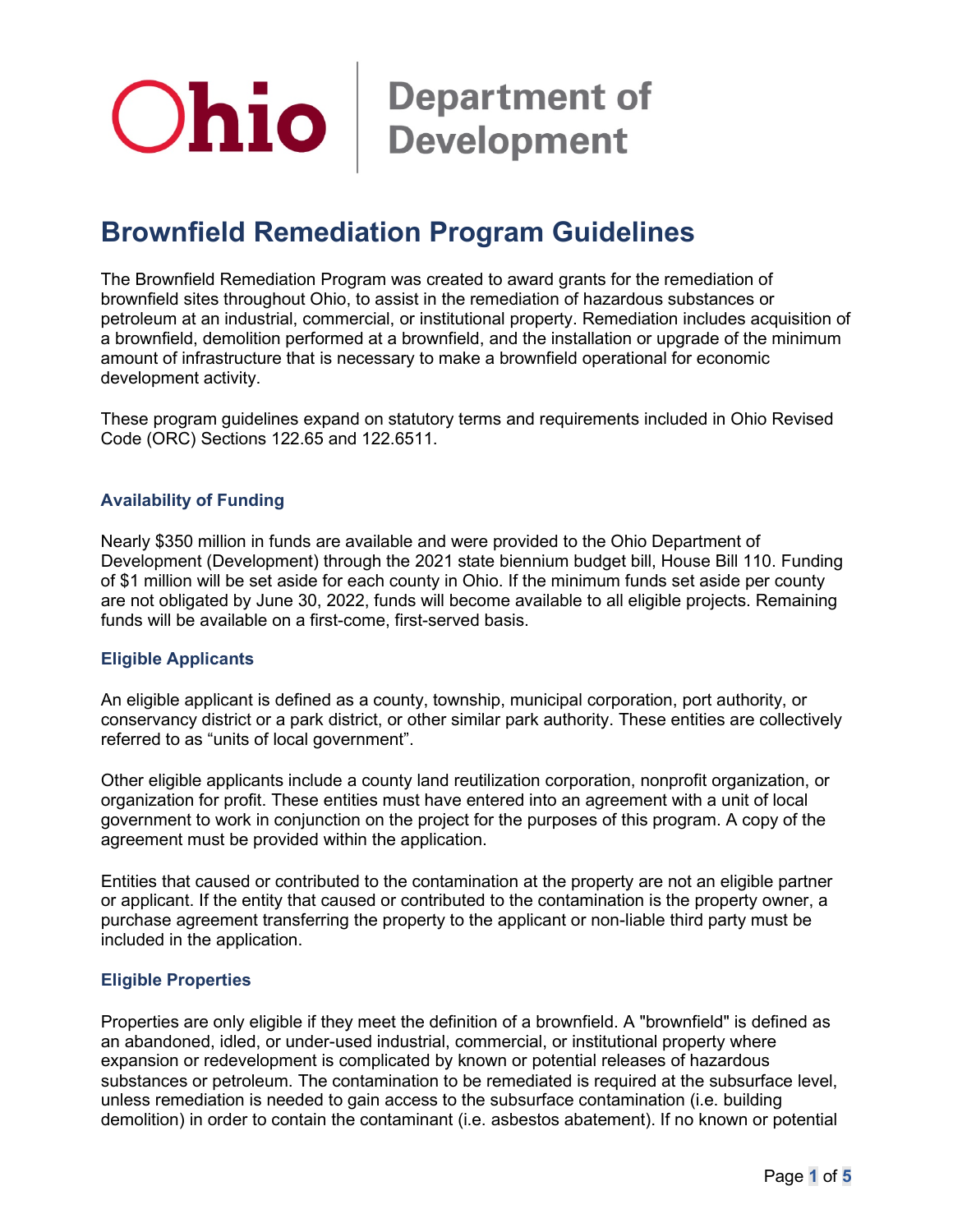Ohio | Department of Development

# Brownfield Remediation Program Guidelines

The Brownfield Remediation Program was created to award grants for the remediation of brownfield sites throughout Ohio, to assist in the remediation of hazardous substances or petroleum at an industrial, commercial, or institutional property. Remediation includes acquisition of a brownfield, demolition performed at a brownfield, and the installation or upgrade of the minimum amount of infrastructure that is necessary to make a brownfield operational for economic development activity.

These program guidelines expand on statutory terms and requirements included in Ohio Revised Code (ORC) Sections 122.65 and 122.6511.

### Availability of Funding

Nearly $350 million in funds are available and were provided to the Ohio Department of Development (Development) through the 2021 state biennium budget bill, House Bill 110. Funding of $1 million will be set aside for each county in Ohio. If the minimum funds set aside per county are not obligated by June 30, 2022, funds will become available to all eligible projects. Remaining funds will be available on a first-come, first-served basis.

### Eligible Applicants

An eligible applicant is defined as a county, township, municipal corporation, port authority, or conservancy district or a park district, or other similar park authority. These entities are collectively referred to as “units of local government”.

Other eligible applicants include a county land reutilization corporation, nonprofit organization, or organization for profit. These entities must have entered into an agreement with a unit of local government to work in conjunction on the project for the purposes of this program. A copy of the agreement must be provided within the application.

Entities that caused or contributed to the contamination at the property are not an eligible partner or applicant. If the entity that caused or contributed to the contamination is the property owner, a purchase agreement transferring the property to the applicant or non-liable third party must be included in the application.

### Eligible Properties

Properties are only eligible if they meet the definition of a brownfield. A "brownfield" is defined as an abandoned, idled, or under-used industrial, commercial, or institutional property where expansion or redevelopment is complicated by known or potential releases of hazardous substances or petroleum. The contamination to be remediated is required at the subsurface level, unless remediation is needed to gain access to the subsurface contamination (i.e. building demolition) in order to contain the contaminant (i.e. asbestos abatement). If no known or potential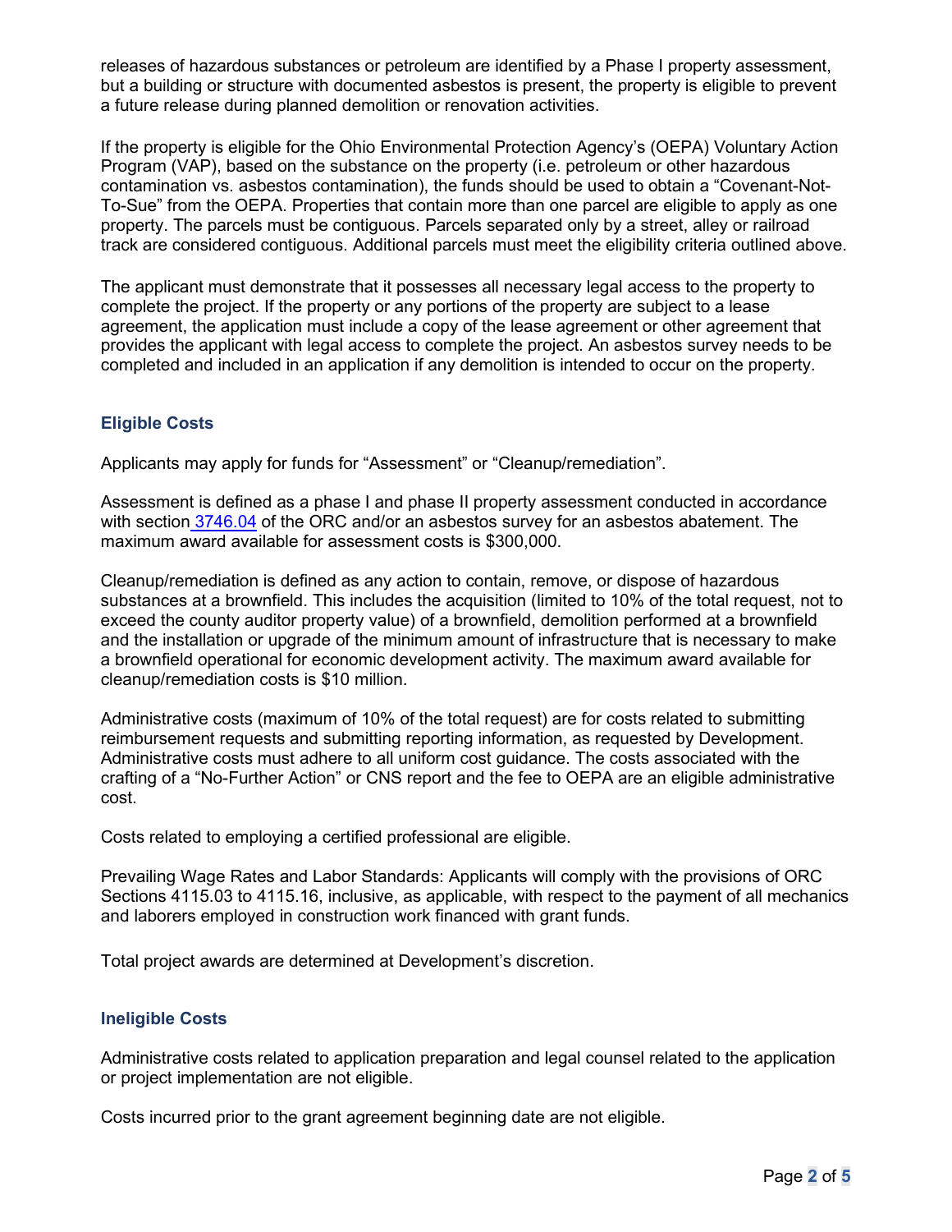releases of hazardous substances or petroleum are identified by a Phase I property assessment, but a building or structure with documented asbestos is present, the property is eligible to prevent a future release during planned demolition or renovation activities.

If the property is eligible for the Ohio Environmental Protection Agency's (OEPA) Voluntary Action Program (VAP), based on the substance on the property (i.e. petroleum or other hazardous contamination vs. asbestos contamination), the funds should be used to obtain a "Covenant-Not-To-Sue" from the OEPA. Properties that contain more than one parcel are eligible to apply as one property. The parcels must be contiguous. Parcels separated only by a street, alley or railroad track are considered contiguous. Additional parcels must meet the eligibility criteria outlined above.

The applicant must demonstrate that it possesses all necessary legal access to the property to complete the project. If the property or any portions of the property are subject to a lease agreement, the application must include a copy of the lease agreement or other agreement that provides the applicant with legal access to complete the project. An asbestos survey needs to be completed and included in an application if any demolition is intended to occur on the property.

### Eligible Costs

Applicants may apply for funds for "Assessment" or "Cleanup/remediation".

Assessment is defined as a phase I and phase II property assessment conducted in accordance with section 3746.04 of the ORC and/or an asbestos survey for an asbestos abatement. The maximum award available for assessment costs is $300,000.

Cleanup/remediation is defined as any action to contain, remove, or dispose of hazardous substances at a brownfield. This includes the acquisition (limited to 10% of the total request, not to exceed the county auditor property value) of a brownfield, demolition performed at a brownfield and the installation or upgrade of the minimum amount of infrastructure that is necessary to make a brownfield operational for economic development activity. The maximum award available for cleanup/remediation costs is $10 million.

Administrative costs (maximum of 10% of the total request) are for costs related to submitting reimbursement requests and submitting reporting information, as requested by Development. Administrative costs must adhere to all uniform cost guidance. The costs associated with the crafting of a "No-Further Action" or CNS report and the fee to OEPA are an eligible administrative cost.

Costs related to employing a certified professional are eligible.

Prevailing Wage Rates and Labor Standards: Applicants will comply with the provisions of ORC Sections 4115.03 to 4115.16, inclusive, as applicable, with respect to the payment of all mechanics and laborers employed in construction work financed with grant funds.

Total project awards are determined at Development's discretion.

### Ineligible Costs

Administrative costs related to application preparation and legal counsel related to the application or project implementation are not eligible.

Costs incurred prior to the grant agreement beginning date are not eligible.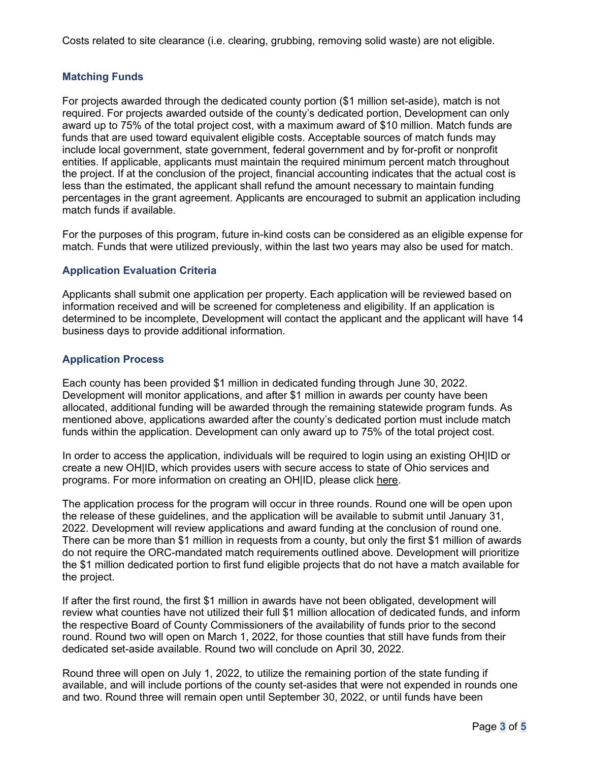Costs related to site clearance (i.e. clearing, grubbing, removing solid waste) are not eligible.

### Matching Funds

For projects awarded through the dedicated county portion ($1 million set-aside), match is not required. For projects awarded outside of the county's dedicated portion, Development can only award up to 75% of the total project cost, with a maximum award of $10 million. Match funds are funds that are used toward equivalent eligible costs. Acceptable sources of match funds may include local government, state government, federal government and by for-profit or nonprofit entities. If applicable, applicants must maintain the required minimum percent match throughout the project. If at the conclusion of the project, financial accounting indicates that the actual cost is less than the estimated, the applicant shall refund the amount necessary to maintain funding percentages in the grant agreement. Applicants are encouraged to submit an application including match funds if available.

For the purposes of this program, future in-kind costs can be considered as an eligible expense for match. Funds that were utilized previously, within the last two years may also be used for match.

### Application Evaluation Criteria

Applicants shall submit one application per property. Each application will be reviewed based on information received and will be screened for completeness and eligibility. If an application is determined to be incomplete, Development will contact the applicant and the applicant will have 14 business days to provide additional information.

### Application Process

Each county has been provided $1 million in dedicated funding through June 30, 2022. Development will monitor applications, and after $1 million in awards per county have been allocated, additional funding will be awarded through the remaining statewide program funds. As mentioned above, applications awarded after the county's dedicated portion must include match funds within the application. Development can only award up to 75% of the total project cost.

In order to access the application, individuals will be required to login using an existing OH|ID or create a new OH|ID, which provides users with secure access to state of Ohio services and programs. For more information on creating an OH|ID, please click here.

The application process for the program will occur in three rounds. Round one will be open upon the release of these guidelines, and the application will be available to submit until January 31, 2022. Development will review applications and award funding at the conclusion of round one. There can be more than $1 million in requests from a county, but only the first $1 million of awards do not require the ORC-mandated match requirements outlined above. Development will prioritize the $1 million dedicated portion to first fund eligible projects that do not have a match available for the project.

If after the first round, the first $1 million in awards have not been obligated, development will review what counties have not utilized their full $1 million allocation of dedicated funds, and inform the respective Board of County Commissioners of the availability of funds prior to the second round. Round two will open on March 1, 2022, for those counties that still have funds from their dedicated set-aside available. Round two will conclude on April 30, 2022.

Round three will open on July 1, 2022, to utilize the remaining portion of the state funding if available, and will include portions of the county set-asides that were not expended in rounds one and two. Round three will remain open until September 30, 2022, or until funds have been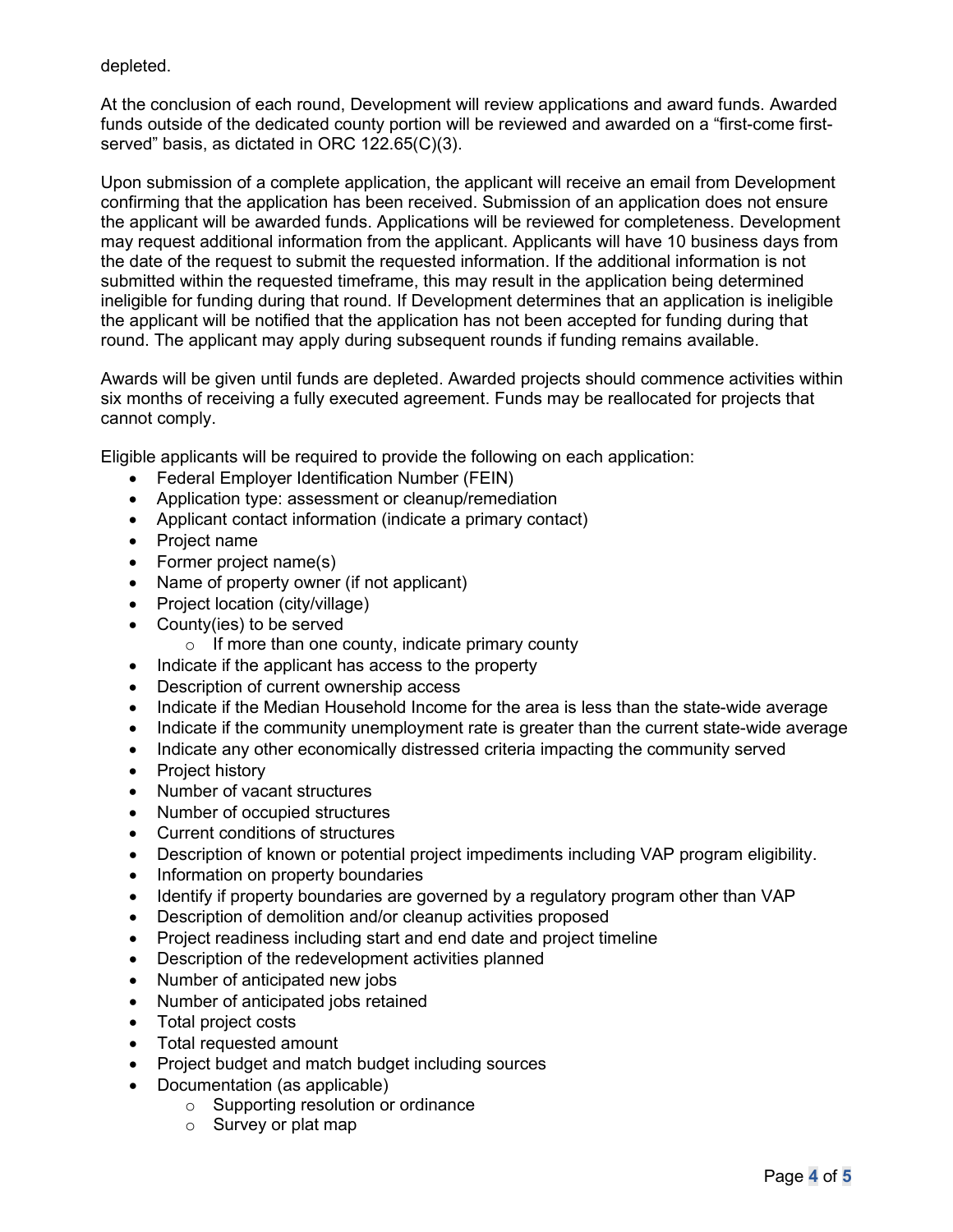depleted.

At the conclusion of each round, Development will review applications and award funds. Awarded funds outside of the dedicated county portion will be reviewed and awarded on a "first-come first-served" basis, as dictated in ORC 122.65(C)(3).

Upon submission of a complete application, the applicant will receive an email from Development confirming that the application has been received. Submission of an application does not ensure the applicant will be awarded funds. Applications will be reviewed for completeness. Development may request additional information from the applicant. Applicants will have 10 business days from the date of the request to submit the requested information. If the additional information is not submitted within the requested timeframe, this may result in the application being determined ineligible for funding during that round. If Development determines that an application is ineligible the applicant will be notified that the application has not been accepted for funding during that round. The applicant may apply during subsequent rounds if funding remains available.

Awards will be given until funds are depleted. Awarded projects should commence activities within six months of receiving a fully executed agreement. Funds may be reallocated for projects that cannot comply.

Eligible applicants will be required to provide the following on each application:

- Federal Employer Identification Number (FEIN)
- Application type: assessment or cleanup/remediation
- Applicant contact information (indicate a primary contact)
- Project name
- Former project name(s)
- Name of property owner (if not applicant)
- Project location (city/village)
- County(ies) to be served
  - If more than one county, indicate primary county
- Indicate if the applicant has access to the property
- Description of current ownership access
- Indicate if the Median Household Income for the area is less than the state-wide average
- Indicate if the community unemployment rate is greater than the current state-wide average
- Indicate any other economically distressed criteria impacting the community served
- Project history
- Number of vacant structures
- Number of occupied structures
- Current conditions of structures
- Description of known or potential project impediments including VAP program eligibility.
- Information on property boundaries
- Identify if property boundaries are governed by a regulatory program other than VAP
- Description of demolition and/or cleanup activities proposed
- Project readiness including start and end date and project timeline
- Description of the redevelopment activities planned
- Number of anticipated new jobs
- Number of anticipated jobs retained
- Total project costs
- Total requested amount
- Project budget and match budget including sources
- Documentation (as applicable)
  - Supporting resolution or ordinance
  - Survey or plat map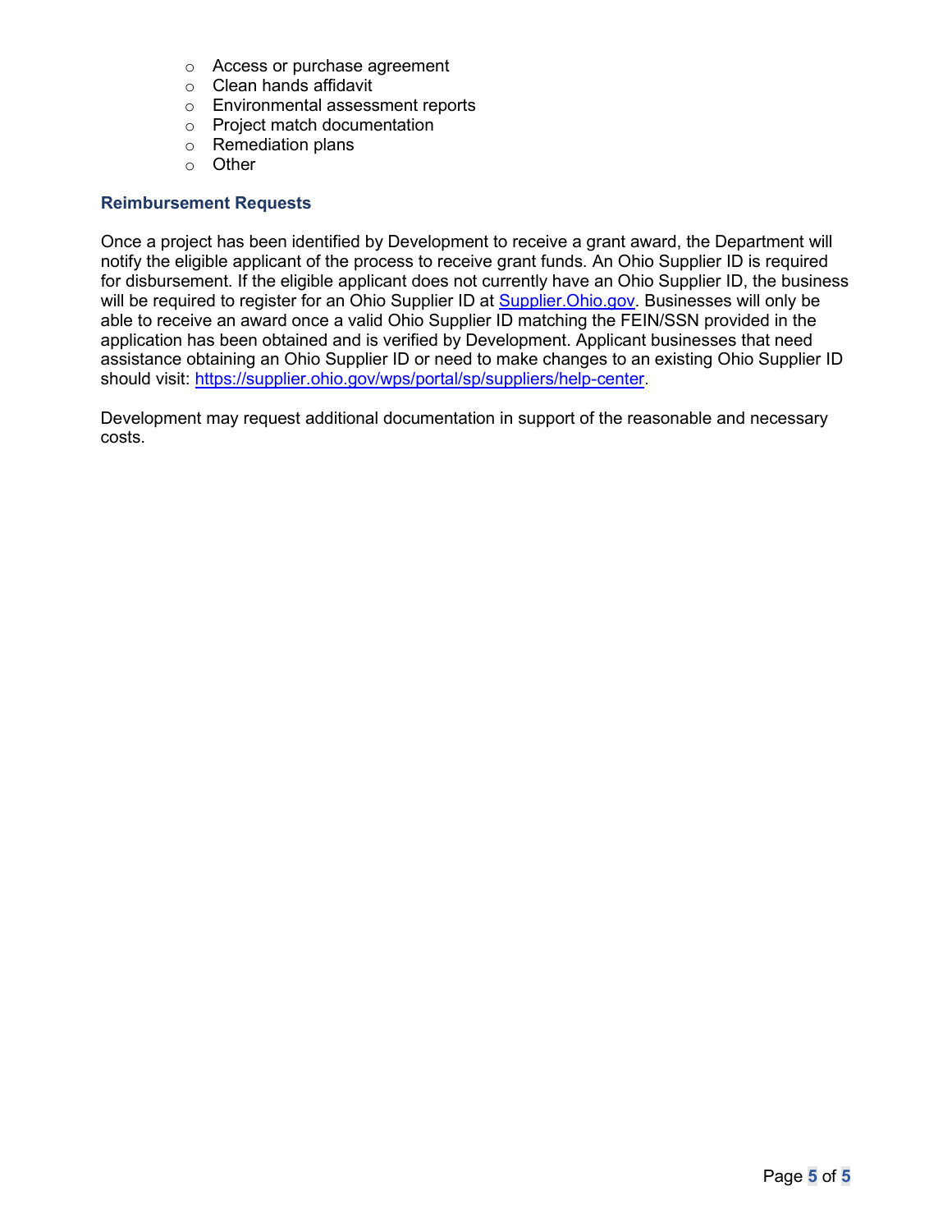- Access or purchase agreement
- Clean hands affidavit
- Environmental assessment reports
- Project match documentation
- Remediation plans
- Other

### Reimbursement Requests

Once a project has been identified by Development to receive a grant award, the Department will notify the eligible applicant of the process to receive grant funds. An Ohio Supplier ID is required for disbursement. If the eligible applicant does not currently have an Ohio Supplier ID, the business will be required to register for an Ohio Supplier ID at [Supplier.Ohio.gov](https://supplier.ohio.gov). Businesses will only be able to receive an award once a valid Ohio Supplier ID matching the FEIN/SSN provided in the application has been obtained and is verified by Development. Applicant businesses that need assistance obtaining an Ohio Supplier ID or need to make changes to an existing Ohio Supplier ID should visit: [https://supplier.ohio.gov/wps/portal/sp/suppliers/help-center](https://supplier.ohio.gov/wps/portal/sp/suppliers/help-center).

Development may request additional documentation in support of the reasonable and necessary costs.